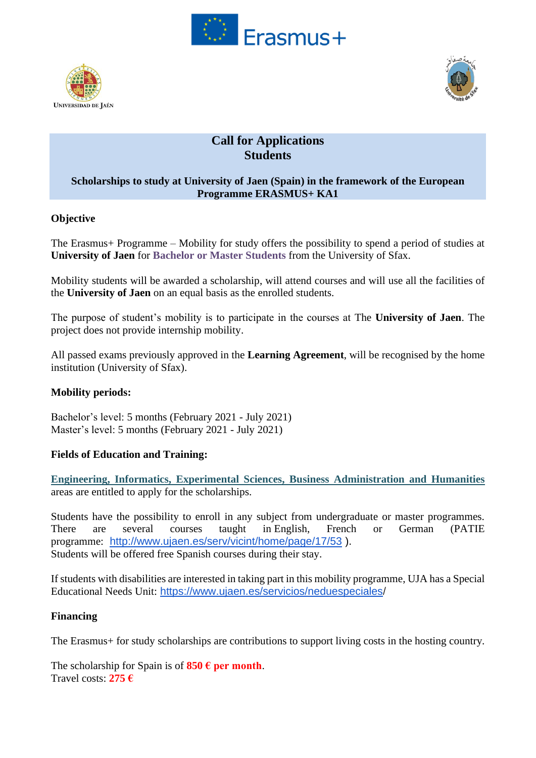# Call for Applications
# Students

**Scholarships to study at University of Jaen (Spain) in the framework of the European Programme ERASMUS+ KA1**

## Objective

The Erasmus+ Programme – Mobility for study offers the possibility to spend a period of studies at **University of Jaen** for **Bachelor or Master Students** from the University of Sfax.

Mobility students will be awarded a scholarship, will attend courses and will use all the facilities of the **University of Jaen** on an equal basis as the enrolled students.

The purpose of student's mobility is to participate in the courses at The **University of Jaen**. The project does not provide internship mobility.

All passed exams previously approved in the **Learning Agreement**, will be recognised by the home institution (University of Sfax).

## Mobility periods:

Bachelor's level: 5 months (February 2021 - July 2021)
Master's level: 5 months (February 2021 - July 2021)

## Fields of Education and Training:

**Engineering, Informatics, Experimental Sciences, Business Administration and Humanities** areas are entitled to apply for the scholarships.

Students have the possibility to enroll in any subject from undergraduate or master programmes. There are several courses taught in English, French or German (PATIE programme: http://www.ujaen.es/serv/vicint/home/page/17/53 ).
Students will be offered free Spanish courses during their stay.

If students with disabilities are interested in taking part in this mobility programme, UJA has a Special Educational Needs Unit: https://www.ujaen.es/servicios/neduespeciales/

## Financing

The Erasmus+ for study scholarships are contributions to support living costs in the hosting country.

The scholarship for Spain is of **850 € per month**.
Travel costs: **275 €**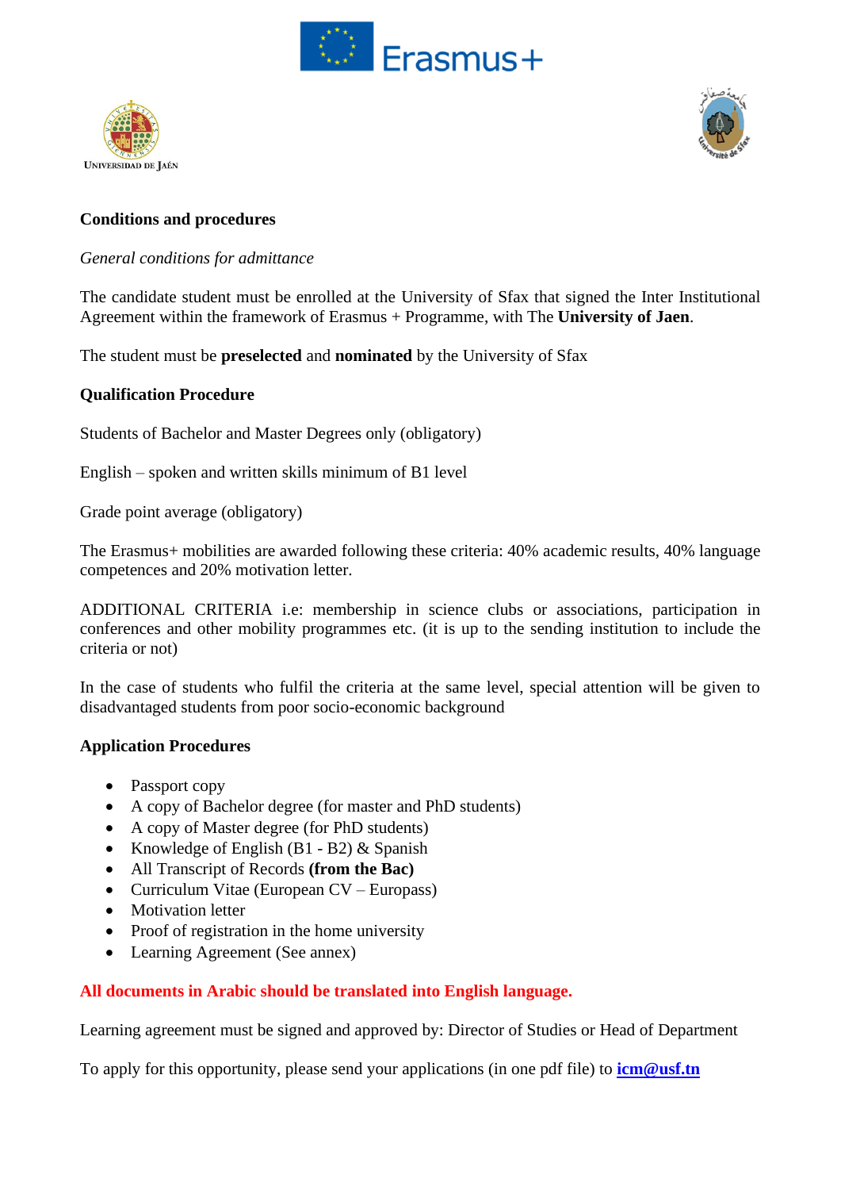**Conditions and procedures**

*General conditions for admittance*

The candidate student must be enrolled at the University of Sfax that signed the Inter Institutional Agreement within the framework of Erasmus + Programme, with The **University of Jaen**.

The student must be **preselected** and **nominated** by the University of Sfax

**Qualification Procedure**

Students of Bachelor and Master Degrees only (obligatory)

English – spoken and written skills minimum of B1 level

Grade point average (obligatory)

The Erasmus+ mobilities are awarded following these criteria: 40% academic results, 40% language competences and 20% motivation letter.

ADDITIONAL CRITERIA i.e: membership in science clubs or associations, participation in conferences and other mobility programmes etc. (it is up to the sending institution to include the criteria or not)

In the case of students who fulfil the criteria at the same level, special attention will be given to disadvantaged students from poor socio-economic background

**Application Procedures**

- Passport copy
- A copy of Bachelor degree (for master and PhD students)
- A copy of Master degree (for PhD students)
- Knowledge of English (B1 - B2) & Spanish
- All Transcript of Records **(from the Bac)**
- Curriculum Vitae (European CV – Europass)
- Motivation letter
- Proof of registration in the home university
- Learning Agreement (See annex)

**All documents in Arabic should be translated into English language.**

Learning agreement must be signed and approved by: Director of Studies or Head of Department

To apply for this opportunity, please send your applications (in one pdf file) to **icm@usf.tn**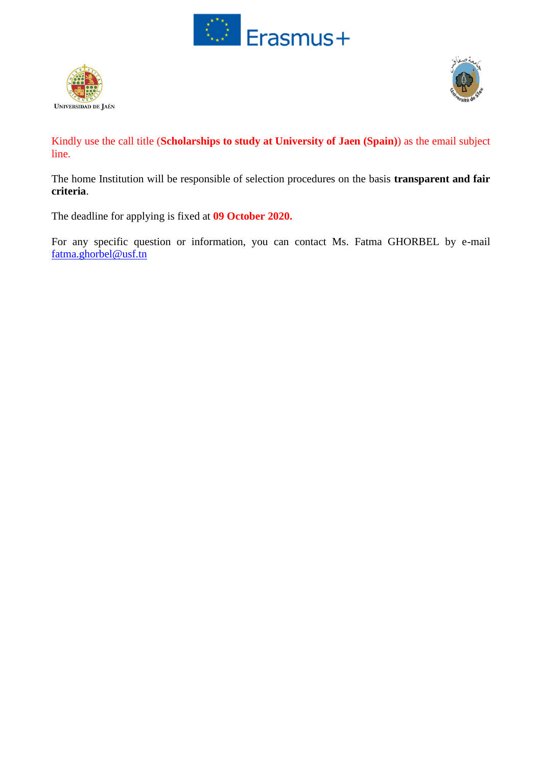Kindly use the call title (**Scholarships to study at University of Jaen (Spain)**) as the email subject line.

The home Institution will be responsible of selection procedures on the basis **transparent and fair criteria**.

The deadline for applying is fixed at **09 October 2020.**

For any specific question or information, you can contact Ms. Fatma GHORBEL by e-mail fatma.ghorbel@usf.tn